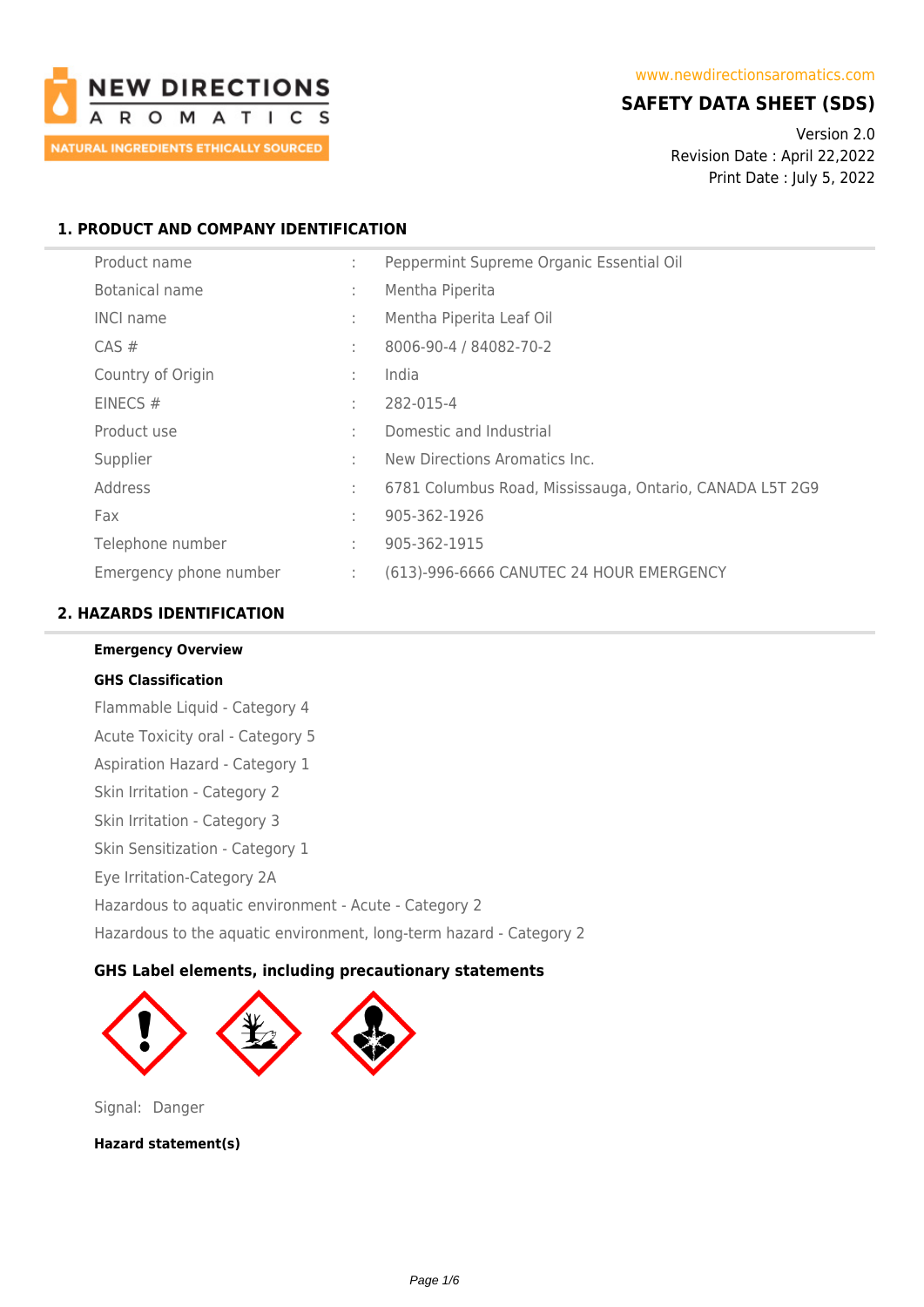NEW DIRECTIONS AROMATICS

NATURAL INGREDIENTS ETHICALLY SOURCED

www.newdirectionsaromatics.com

# SAFETY DATA SHEET (SDS)

Version 2.0
Revision Date : April 22,2022
Print Date : July 5, 2022

## 1. PRODUCT AND COMPANY IDENTIFICATION

| | | |
|---|---|---|
| Product name | : | Peppermint Supreme Organic Essential Oil |
| Botanical name | : | Mentha Piperita |
| INCI name | : | Mentha Piperita Leaf Oil |
| CAS # | : | 8006-90-4 / 84082-70-2 |
| Country of Origin | : | India |
| EINECS # | : | 282-015-4 |
| Product use | : | Domestic and Industrial |
| Supplier | : | New Directions Aromatics Inc. |
| Address | : | 6781 Columbus Road, Mississauga, Ontario, CANADA L5T 2G9 |
| Fax | : | 905-362-1926 |
| Telephone number | : | 905-362-1915 |
| Emergency phone number | : | (613)-996-6666 CANUTEC 24 HOUR EMERGENCY |

## 2. HAZARDS IDENTIFICATION

**Emergency Overview**

**GHS Classification**

Flammable Liquid - Category 4

Acute Toxicity oral - Category 5

Aspiration Hazard - Category 1

Skin Irritation - Category 2

Skin Irritation - Category 3

Skin Sensitization - Category 1

Eye Irritation-Category 2A

Hazardous to aquatic environment - Acute - Category 2

Hazardous to the aquatic environment, long-term hazard - Category 2

### GHS Label elements, including precautionary statements

Signal: Danger

**Hazard statement(s)**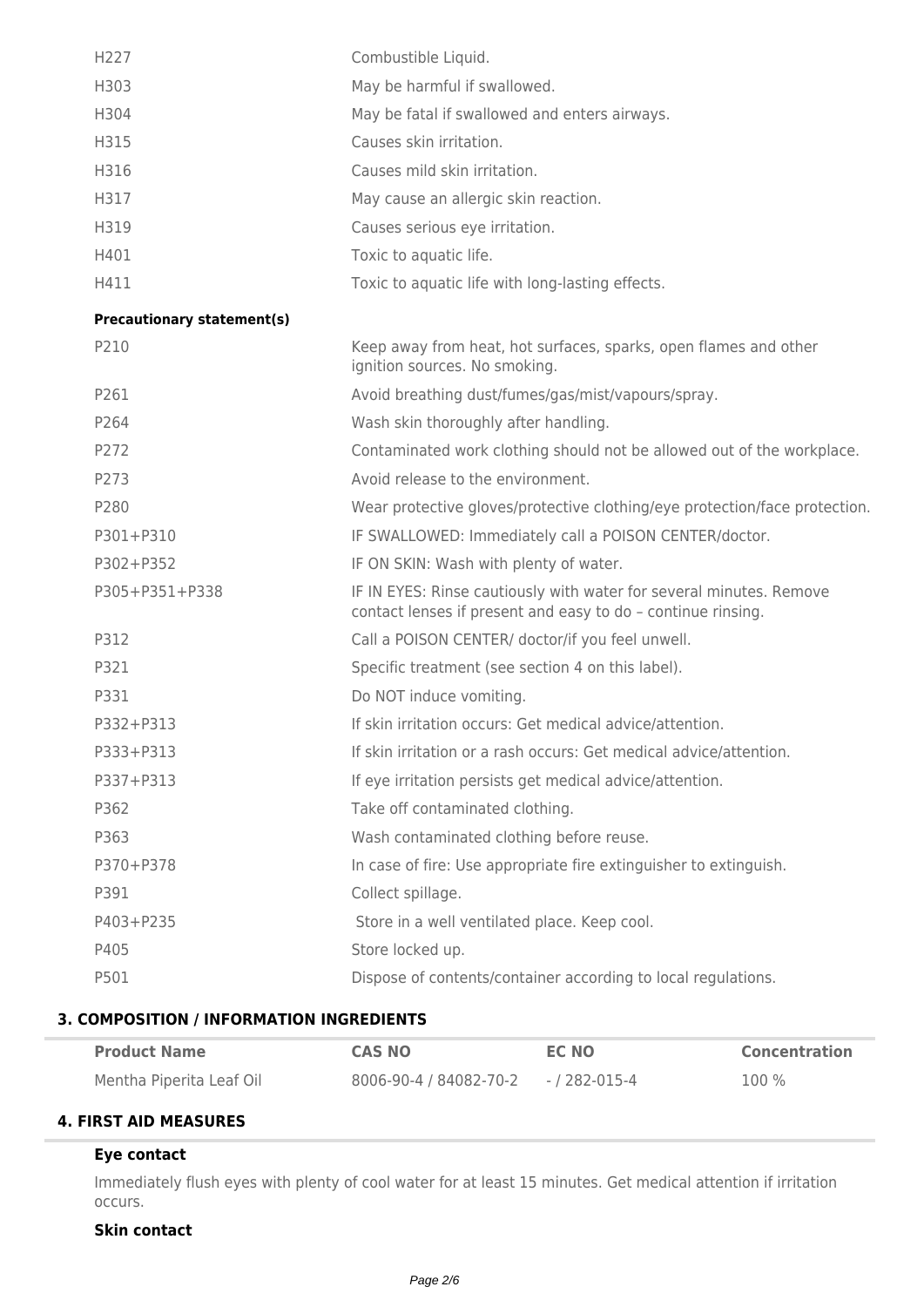| | |
|---|---|
| H227 | Combustible Liquid. |
| H303 | May be harmful if swallowed. |
| H304 | May be fatal if swallowed and enters airways. |
| H315 | Causes skin irritation. |
| H316 | Causes mild skin irritation. |
| H317 | May cause an allergic skin reaction. |
| H319 | Causes serious eye irritation. |
| H401 | Toxic to aquatic life. |
| H411 | Toxic to aquatic life with long-lasting effects. |

**Precautionary statement(s)**

| | |
|---|---|
| P210 | Keep away from heat, hot surfaces, sparks, open flames and other ignition sources. No smoking. |
| P261 | Avoid breathing dust/fumes/gas/mist/vapours/spray. |
| P264 | Wash skin thoroughly after handling. |
| P272 | Contaminated work clothing should not be allowed out of the workplace. |
| P273 | Avoid release to the environment. |
| P280 | Wear protective gloves/protective clothing/eye protection/face protection. |
| P301+P310 | IF SWALLOWED: Immediately call a POISON CENTER/doctor. |
| P302+P352 | IF ON SKIN: Wash with plenty of water. |
| P305+P351+P338 | IF IN EYES: Rinse cautiously with water for several minutes. Remove contact lenses if present and easy to do – continue rinsing. |
| P312 | Call a POISON CENTER/ doctor/if you feel unwell. |
| P321 | Specific treatment (see section 4 on this label). |
| P331 | Do NOT induce vomiting. |
| P332+P313 | If skin irritation occurs: Get medical advice/attention. |
| P333+P313 | If skin irritation or a rash occurs: Get medical advice/attention. |
| P337+P313 | If eye irritation persists get medical advice/attention. |
| P362 | Take off contaminated clothing. |
| P363 | Wash contaminated clothing before reuse. |
| P370+P378 | In case of fire: Use appropriate fire extinguisher to extinguish. |
| P391 | Collect spillage. |
| P403+P235 | Store in a well ventilated place. Keep cool. |
| P405 | Store locked up. |
| P501 | Dispose of contents/container according to local regulations. |

## 3. COMPOSITION / INFORMATION INGREDIENTS

| Product Name | CAS NO | EC NO | Concentration |
|---|---|---|---|
| Mentha Piperita Leaf Oil | 8006-90-4 / 84082-70-2 | - / 282-015-4 | 100 % |

## 4. FIRST AID MEASURES

### Eye contact

Immediately flush eyes with plenty of cool water for at least 15 minutes. Get medical attention if irritation occurs.

### Skin contact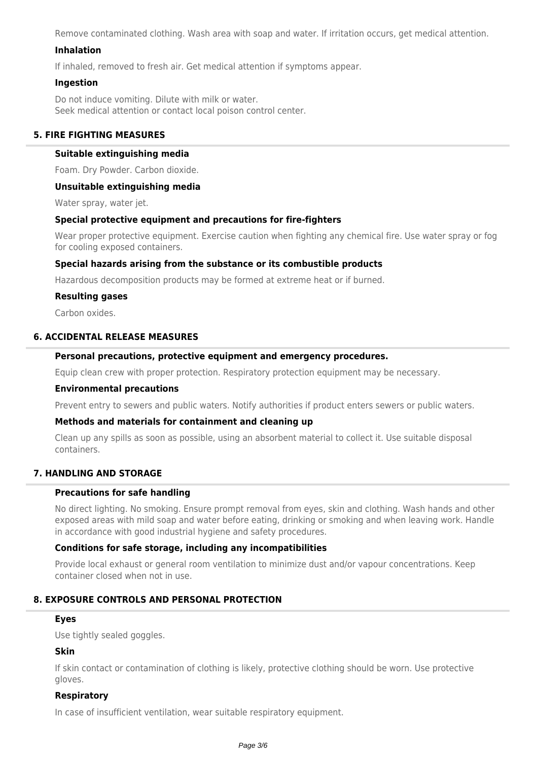Remove contaminated clothing. Wash area with soap and water. If irritation occurs, get medical attention.

### Inhalation

If inhaled, removed to fresh air. Get medical attention if symptoms appear.

### Ingestion

Do not induce vomiting. Dilute with milk or water.
Seek medical attention or contact local poison control center.

## 5. FIRE FIGHTING MEASURES

### Suitable extinguishing media

Foam. Dry Powder. Carbon dioxide.

### Unsuitable extinguishing media

Water spray, water jet.

### Special protective equipment and precautions for fire-fighters

Wear proper protective equipment. Exercise caution when fighting any chemical fire. Use water spray or fog for cooling exposed containers.

### Special hazards arising from the substance or its combustible products

Hazardous decomposition products may be formed at extreme heat or if burned.

### Resulting gases

Carbon oxides.

## 6. ACCIDENTAL RELEASE MEASURES

### Personal precautions, protective equipment and emergency procedures.

Equip clean crew with proper protection. Respiratory protection equipment may be necessary.

### Environmental precautions

Prevent entry to sewers and public waters. Notify authorities if product enters sewers or public waters.

### Methods and materials for containment and cleaning up

Clean up any spills as soon as possible, using an absorbent material to collect it. Use suitable disposal containers.

## 7. HANDLING AND STORAGE

### Precautions for safe handling

No direct lighting. No smoking. Ensure prompt removal from eyes, skin and clothing. Wash hands and other exposed areas with mild soap and water before eating, drinking or smoking and when leaving work. Handle in accordance with good industrial hygiene and safety procedures.

### Conditions for safe storage, including any incompatibilities

Provide local exhaust or general room ventilation to minimize dust and/or vapour concentrations. Keep container closed when not in use.

## 8. EXPOSURE CONTROLS AND PERSONAL PROTECTION

### Eyes

Use tightly sealed goggles.

### Skin

If skin contact or contamination of clothing is likely, protective clothing should be worn. Use protective gloves.

### Respiratory

In case of insufficient ventilation, wear suitable respiratory equipment.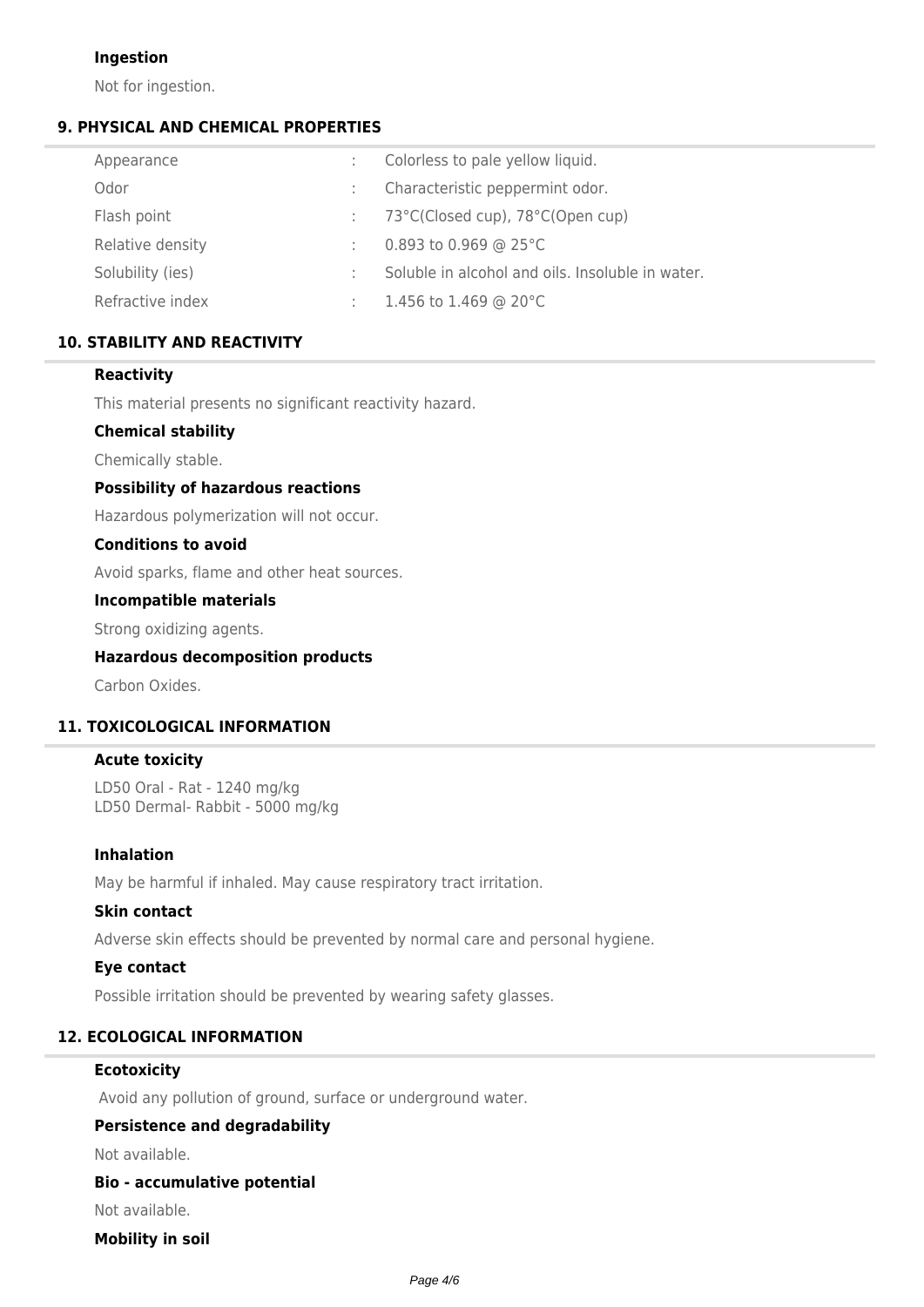### Ingestion

Not for ingestion.

## 9. PHYSICAL AND CHEMICAL PROPERTIES

| | | |
|---|---|---|
| Appearance | : | Colorless to pale yellow liquid. |
| Odor | : | Characteristic peppermint odor. |
| Flash point | : | 73°C(Closed cup), 78°C(Open cup) |
| Relative density | : | 0.893 to 0.969 @ 25°C |
| Solubility (ies) | : | Soluble in alcohol and oils. Insoluble in water. |
| Refractive index | : | 1.456 to 1.469 @ 20°C |

## 10. STABILITY AND REACTIVITY

### Reactivity

This material presents no significant reactivity hazard.

### Chemical stability

Chemically stable.

### Possibility of hazardous reactions

Hazardous polymerization will not occur.

### Conditions to avoid

Avoid sparks, flame and other heat sources.

### Incompatible materials

Strong oxidizing agents.

### Hazardous decomposition products

Carbon Oxides.

## 11. TOXICOLOGICAL INFORMATION

### Acute toxicity

LD50 Oral - Rat - 1240 mg/kg
LD50 Dermal- Rabbit - 5000 mg/kg

### Inhalation

May be harmful if inhaled. May cause respiratory tract irritation.

### Skin contact

Adverse skin effects should be prevented by normal care and personal hygiene.

### Eye contact

Possible irritation should be prevented by wearing safety glasses.

## 12. ECOLOGICAL INFORMATION

### Ecotoxicity

Avoid any pollution of ground, surface or underground water.

### Persistence and degradability

Not available.

### Bio - accumulative potential

Not available.

### Mobility in soil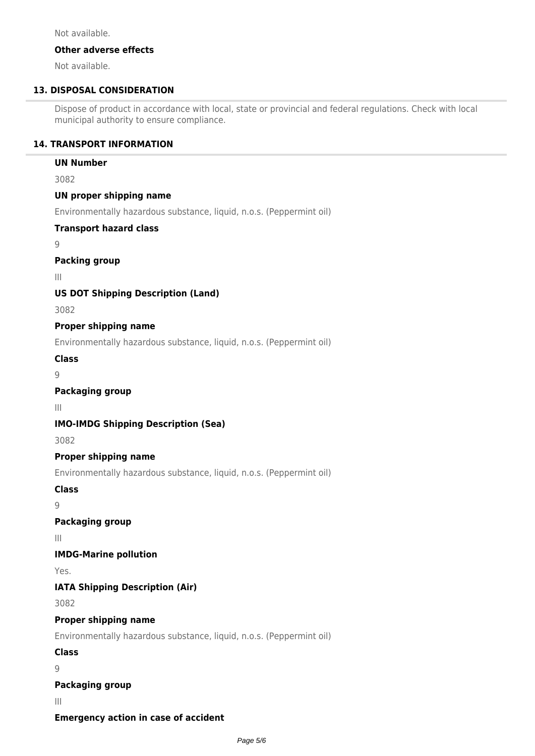Not available.

**Other adverse effects**

Not available.

## 13. DISPOSAL CONSIDERATION

Dispose of product in accordance with local, state or provincial and federal regulations. Check with local municipal authority to ensure compliance.

## 14. TRANSPORT INFORMATION

**UN Number**

3082

**UN proper shipping name**

Environmentally hazardous substance, liquid, n.o.s. (Peppermint oil)

**Transport hazard class**

9

**Packing group**

III

**US DOT Shipping Description (Land)**

3082

**Proper shipping name**

Environmentally hazardous substance, liquid, n.o.s. (Peppermint oil)

**Class**

9

**Packaging group**

III

**IMO-IMDG Shipping Description (Sea)**

3082

**Proper shipping name**

Environmentally hazardous substance, liquid, n.o.s. (Peppermint oil)

**Class**

9

**Packaging group**

III

**IMDG-Marine pollution**

Yes.

**IATA Shipping Description (Air)**

3082

**Proper shipping name**

Environmentally hazardous substance, liquid, n.o.s. (Peppermint oil)

**Class**

9

**Packaging group**

III

**Emergency action in case of accident**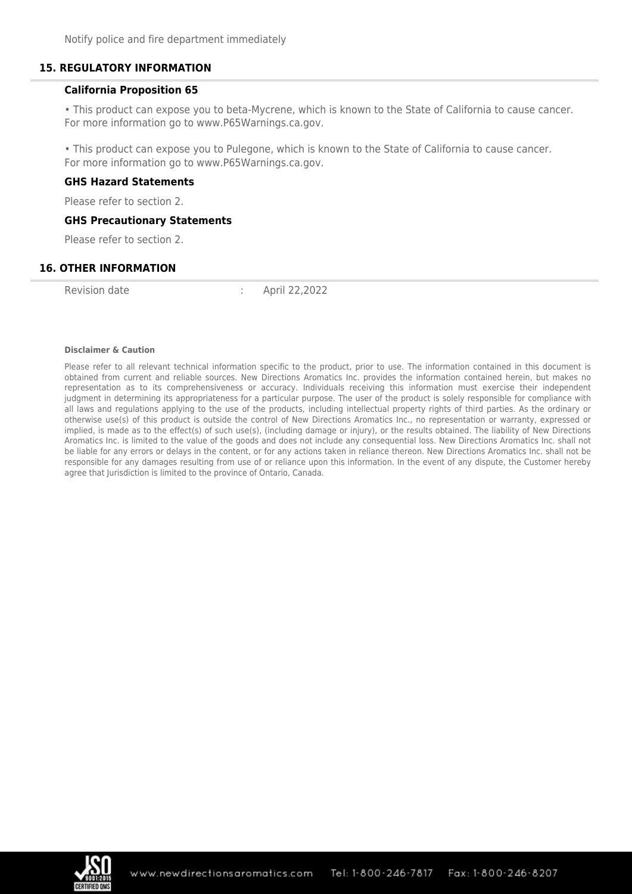Notify police and fire department immediately

## 15. REGULATORY INFORMATION

### California Proposition 65

• This product can expose you to beta-Mycrene, which is known to the State of California to cause cancer. For more information go to www.P65Warnings.ca.gov.

• This product can expose you to Pulegone, which is known to the State of California to cause cancer. For more information go to www.P65Warnings.ca.gov.

### GHS Hazard Statements

Please refer to section 2.

### GHS Precautionary Statements

Please refer to section 2.

## 16. OTHER INFORMATION

Revision date : April 22,2022

**Disclaimer & Caution**

Please refer to all relevant technical information specific to the product, prior to use. The information contained in this document is obtained from current and reliable sources. New Directions Aromatics Inc. provides the information contained herein, but makes no representation as to its comprehensiveness or accuracy. Individuals receiving this information must exercise their independent judgment in determining its appropriateness for a particular purpose. The user of the product is solely responsible for compliance with all laws and regulations applying to the use of the products, including intellectual property rights of third parties. As the ordinary or otherwise use(s) of this product is outside the control of New Directions Aromatics Inc., no representation or warranty, expressed or implied, is made as to the effect(s) of such use(s), (including damage or injury), or the results obtained. The liability of New Directions Aromatics Inc. is limited to the value of the goods and does not include any consequential loss. New Directions Aromatics Inc. shall not be liable for any errors or delays in the content, or for any actions taken in reliance thereon. New Directions Aromatics Inc. shall not be responsible for any damages resulting from use of or reliance upon this information. In the event of any dispute, the Customer hereby agree that Jurisdiction is limited to the province of Ontario, Canada.